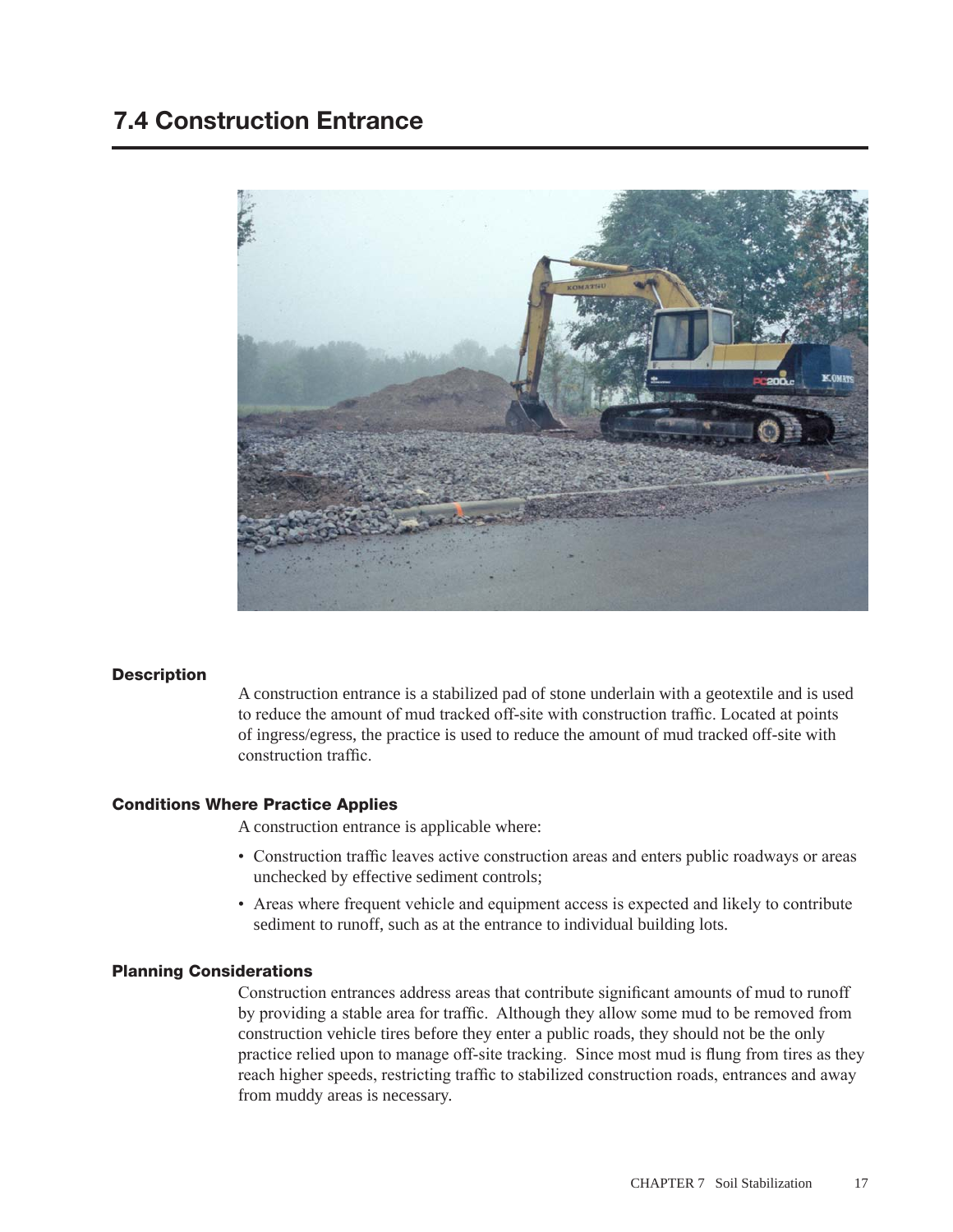## 7.4 Construction Entrance

### Description

A construction entrance is a stabilized pad of stone underlain with a geotextile and is used to reduce the amount of mud tracked off-site with construction traffic. Located at points of ingress/egress, the practice is used to reduce the amount of mud tracked off-site with construction traffic.

### Conditions Where Practice Applies

A construction entrance is applicable where:

- Construction traffic leaves active construction areas and enters public roadways or areas unchecked by effective sediment controls;
- Areas where frequent vehicle and equipment access is expected and likely to contribute sediment to runoff, such as at the entrance to individual building lots.

### Planning Considerations

Construction entrances address areas that contribute significant amounts of mud to runoff by providing a stable area for traffic. Although they allow some mud to be removed from construction vehicle tires before they enter a public roads, they should not be the only practice relied upon to manage off-site tracking. Since most mud is flung from tires as they reach higher speeds, restricting traffic to stabilized construction roads, entrances and away from muddy areas is necessary.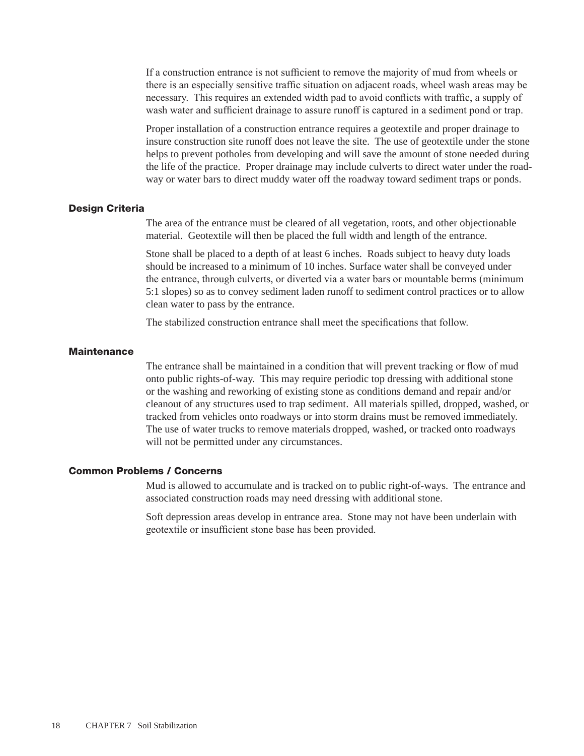If a construction entrance is not sufficient to remove the majority of mud from wheels or there is an especially sensitive traffic situation on adjacent roads, wheel wash areas may be necessary. This requires an extended width pad to avoid conflicts with traffic, a supply of wash water and sufficient drainage to assure runoff is captured in a sediment pond or trap.

Proper installation of a construction entrance requires a geotextile and proper drainage to insure construction site runoff does not leave the site. The use of geotextile under the stone helps to prevent potholes from developing and will save the amount of stone needed during the life of the practice. Proper drainage may include culverts to direct water under the roadway or water bars to direct muddy water off the roadway toward sediment traps or ponds.

### Design Criteria

The area of the entrance must be cleared of all vegetation, roots, and other objectionable material. Geotextile will then be placed the full width and length of the entrance.

Stone shall be placed to a depth of at least 6 inches. Roads subject to heavy duty loads should be increased to a minimum of 10 inches. Surface water shall be conveyed under the entrance, through culverts, or diverted via a water bars or mountable berms (minimum 5:1 slopes) so as to convey sediment laden runoff to sediment control practices or to allow clean water to pass by the entrance.

The stabilized construction entrance shall meet the specifications that follow.

### Maintenance

The entrance shall be maintained in a condition that will prevent tracking or flow of mud onto public rights-of-way. This may require periodic top dressing with additional stone or the washing and reworking of existing stone as conditions demand and repair and/or cleanout of any structures used to trap sediment. All materials spilled, dropped, washed, or tracked from vehicles onto roadways or into storm drains must be removed immediately. The use of water trucks to remove materials dropped, washed, or tracked onto roadways will not be permitted under any circumstances.

### Common Problems / Concerns

Mud is allowed to accumulate and is tracked on to public right-of-ways. The entrance and associated construction roads may need dressing with additional stone.

Soft depression areas develop in entrance area. Stone may not have been underlain with geotextile or insufficient stone base has been provided.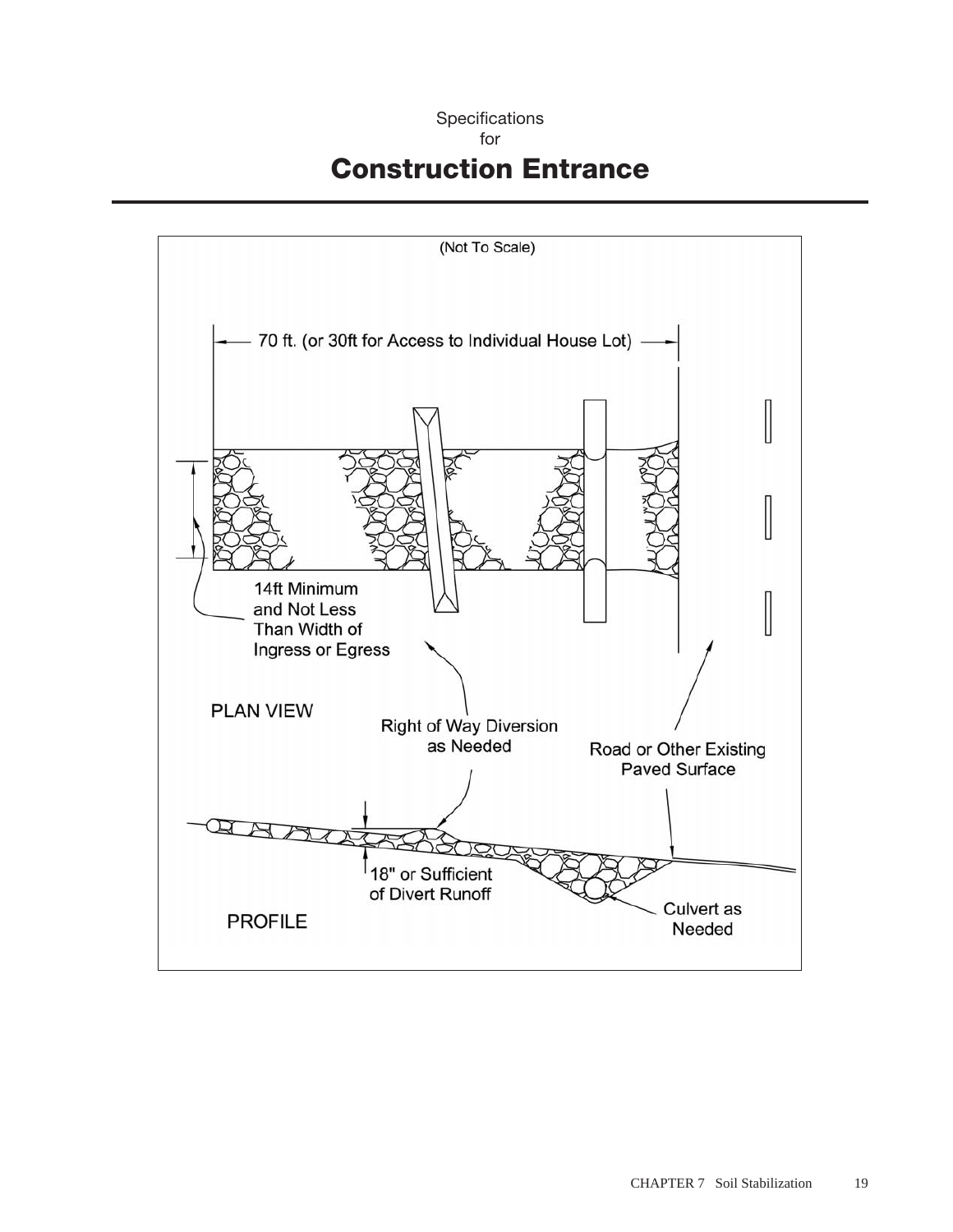Specifications
for

# Construction Entrance

(Not To Scale)

70 ft. (or 30ft for Access to Individual House Lot)

14ft Minimum and Not Less Than Width of Ingress or Egress

PLAN VIEW

Right of Way Diversion as Needed

Road or Other Existing Paved Surface

18" or Sufficient of Divert Runoff

Culvert as Needed

PROFILE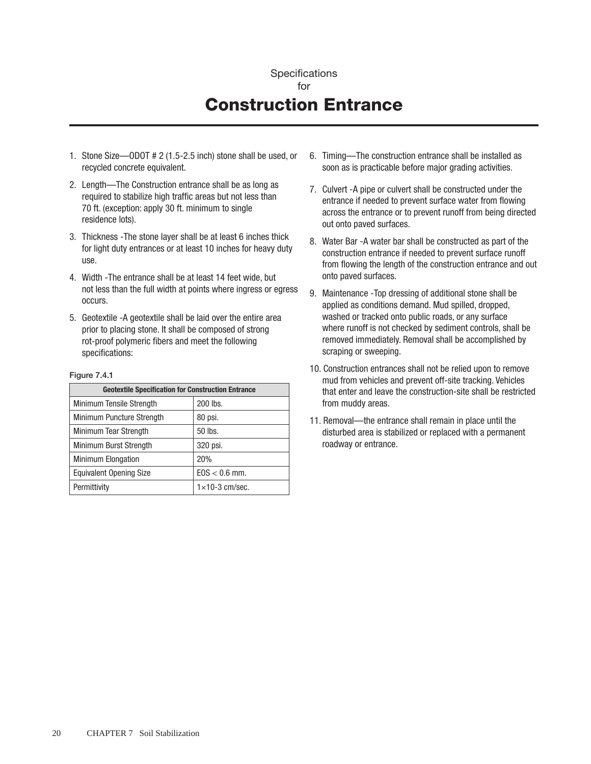Specifications
for

# Construction Entrance

1. Stone Size—ODOT # 2 (1.5-2.5 inch) stone shall be used, or recycled concrete equivalent.
2. Length—The Construction entrance shall be as long as required to stabilize high traffic areas but not less than 70 ft. (exception: apply 30 ft. minimum to single residence lots).
3. Thickness -The stone layer shall be at least 6 inches thick for light duty entrances or at least 10 inches for heavy duty use.
4. Width -The entrance shall be at least 14 feet wide, but not less than the full width at points where ingress or egress occurs.
5. Geotextile -A geotextile shall be laid over the entire area prior to placing stone. It shall be composed of strong rot-proof polymeric fibers and meet the following specifications:

Figure 7.4.1

| Geotextile Specification for Construction Entrance | |
|---|---|
| Minimum Tensile Strength | 200 lbs. |
| Minimum Puncture Strength | 80 psi. |
| Minimum Tear Strength | 50 lbs. |
| Minimum Burst Strength | 320 psi. |
| Minimum Elongation | 20% |
| Equivalent Opening Size | EOS < 0.6 mm. |
| Permittivity | $1 \times 10$-3 cm/sec. |

6. Timing—The construction entrance shall be installed as soon as is practicable before major grading activities.
7. Culvert -A pipe or culvert shall be constructed under the entrance if needed to prevent surface water from flowing across the entrance or to prevent runoff from being directed out onto paved surfaces.
8. Water Bar -A water bar shall be constructed as part of the construction entrance if needed to prevent surface runoff from flowing the length of the construction entrance and out onto paved surfaces.
9. Maintenance -Top dressing of additional stone shall be applied as conditions demand. Mud spilled, dropped, washed or tracked onto public roads, or any surface where runoff is not checked by sediment controls, shall be removed immediately. Removal shall be accomplished by scraping or sweeping.
10. Construction entrances shall not be relied upon to remove mud from vehicles and prevent off-site tracking. Vehicles that enter and leave the construction-site shall be restricted from muddy areas.
11. Removal—the entrance shall remain in place until the disturbed area is stabilized or replaced with a permanent roadway or entrance.